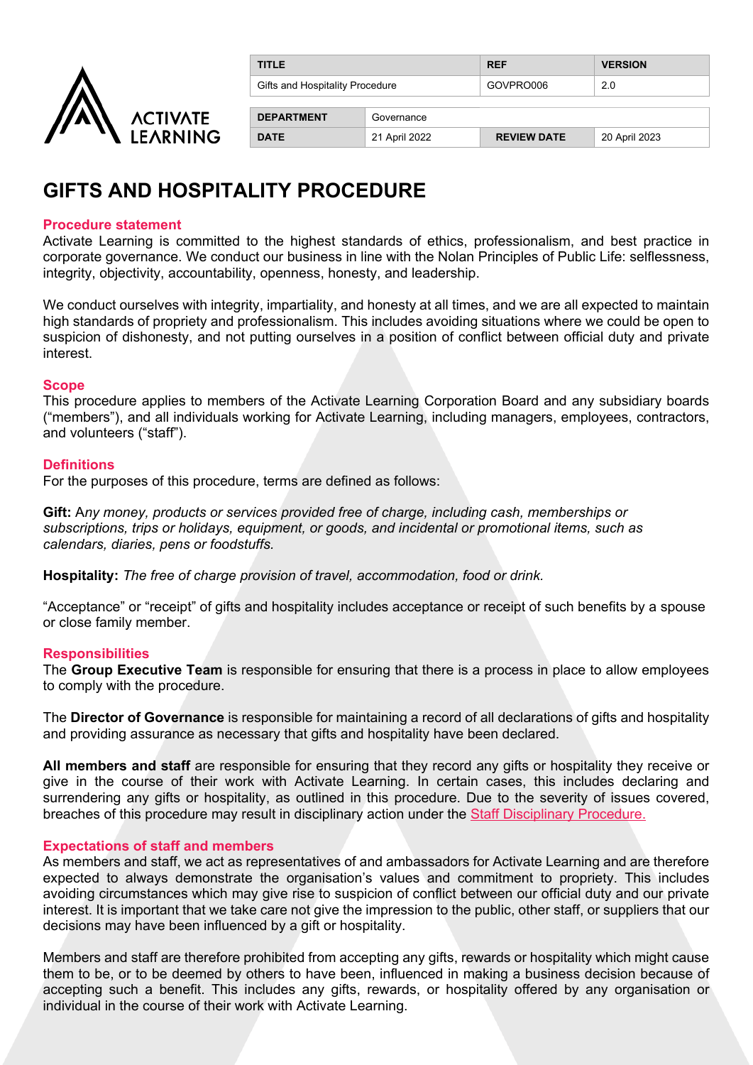| TITLE | | REF | VERSION |
|---|---|---|---|
| Gifts and Hospitality Procedure | | GOVPRO006 | 2.0 |
| DEPARTMENT | Governance | | |
| DATE | 21 April 2022 | REVIEW DATE | 20 April 2023 |

# GIFTS AND HOSPITALITY PROCEDURE

## Procedure statement

Activate Learning is committed to the highest standards of ethics, professionalism, and best practice in corporate governance. We conduct our business in line with the Nolan Principles of Public Life: selflessness, integrity, objectivity, accountability, openness, honesty, and leadership.

We conduct ourselves with integrity, impartiality, and honesty at all times, and we are all expected to maintain high standards of propriety and professionalism. This includes avoiding situations where we could be open to suspicion of dishonesty, and not putting ourselves in a position of conflict between official duty and private interest.

## Scope

This procedure applies to members of the Activate Learning Corporation Board and any subsidiary boards ("members"), and all individuals working for Activate Learning, including managers, employees, contractors, and volunteers ("staff").

## Definitions

For the purposes of this procedure, terms are defined as follows:

**Gift:** A*ny money, products or services provided free of charge, including cash, memberships or subscriptions, trips or holidays, equipment, or goods, and incidental or promotional items, such as calendars, diaries, pens or foodstuffs.*

**Hospitality:** *The free of charge provision of travel, accommodation, food or drink.*

"Acceptance" or "receipt" of gifts and hospitality includes acceptance or receipt of such benefits by a spouse or close family member.

## Responsibilities

The **Group Executive Team** is responsible for ensuring that there is a process in place to allow employees to comply with the procedure.

The **Director of Governance** is responsible for maintaining a record of all declarations of gifts and hospitality and providing assurance as necessary that gifts and hospitality have been declared.

**All members and staff** are responsible for ensuring that they record any gifts or hospitality they receive or give in the course of their work with Activate Learning. In certain cases, this includes declaring and surrendering any gifts or hospitality, as outlined in this procedure. Due to the severity of issues covered, breaches of this procedure may result in disciplinary action under the Staff Disciplinary Procedure.

## Expectations of staff and members

As members and staff, we act as representatives of and ambassadors for Activate Learning and are therefore expected to always demonstrate the organisation's values and commitment to propriety. This includes avoiding circumstances which may give rise to suspicion of conflict between our official duty and our private interest. It is important that we take care not give the impression to the public, other staff, or suppliers that our decisions may have been influenced by a gift or hospitality.

Members and staff are therefore prohibited from accepting any gifts, rewards or hospitality which might cause them to be, or to be deemed by others to have been, influenced in making a business decision because of accepting such a benefit. This includes any gifts, rewards, or hospitality offered by any organisation or individual in the course of their work with Activate Learning.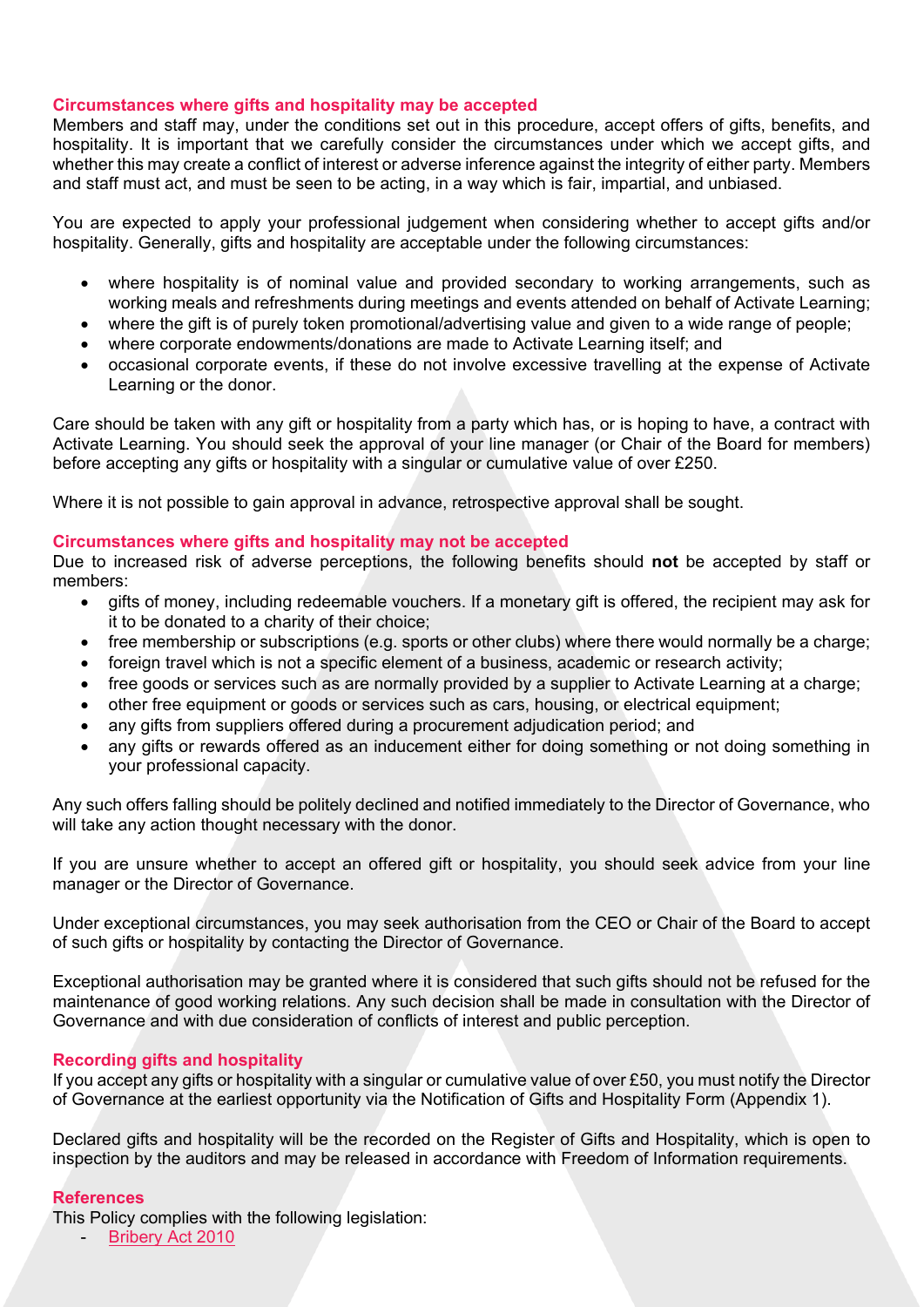## Circumstances where gifts and hospitality may be accepted

Members and staff may, under the conditions set out in this procedure, accept offers of gifts, benefits, and hospitality. It is important that we carefully consider the circumstances under which we accept gifts, and whether this may create a conflict of interest or adverse inference against the integrity of either party. Members and staff must act, and must be seen to be acting, in a way which is fair, impartial, and unbiased.

You are expected to apply your professional judgement when considering whether to accept gifts and/or hospitality. Generally, gifts and hospitality are acceptable under the following circumstances:

- where hospitality is of nominal value and provided secondary to working arrangements, such as working meals and refreshments during meetings and events attended on behalf of Activate Learning;
- where the gift is of purely token promotional/advertising value and given to a wide range of people;
- where corporate endowments/donations are made to Activate Learning itself; and
- occasional corporate events, if these do not involve excessive travelling at the expense of Activate Learning or the donor.

Care should be taken with any gift or hospitality from a party which has, or is hoping to have, a contract with Activate Learning. You should seek the approval of your line manager (or Chair of the Board for members) before accepting any gifts or hospitality with a singular or cumulative value of over £250.

Where it is not possible to gain approval in advance, retrospective approval shall be sought.

## Circumstances where gifts and hospitality may not be accepted

Due to increased risk of adverse perceptions, the following benefits should **not** be accepted by staff or members:

- gifts of money, including redeemable vouchers. If a monetary gift is offered, the recipient may ask for it to be donated to a charity of their choice;
- free membership or subscriptions (e.g. sports or other clubs) where there would normally be a charge;
- foreign travel which is not a specific element of a business, academic or research activity;
- free goods or services such as are normally provided by a supplier to Activate Learning at a charge;
- other free equipment or goods or services such as cars, housing, or electrical equipment;
- any gifts from suppliers offered during a procurement adjudication period; and
- any gifts or rewards offered as an inducement either for doing something or not doing something in your professional capacity.

Any such offers falling should be politely declined and notified immediately to the Director of Governance, who will take any action thought necessary with the donor.

If you are unsure whether to accept an offered gift or hospitality, you should seek advice from your line manager or the Director of Governance.

Under exceptional circumstances, you may seek authorisation from the CEO or Chair of the Board to accept of such gifts or hospitality by contacting the Director of Governance.

Exceptional authorisation may be granted where it is considered that such gifts should not be refused for the maintenance of good working relations. Any such decision shall be made in consultation with the Director of Governance and with due consideration of conflicts of interest and public perception.

## Recording gifts and hospitality

If you accept any gifts or hospitality with a singular or cumulative value of over £50, you must notify the Director of Governance at the earliest opportunity via the Notification of Gifts and Hospitality Form (Appendix 1).

Declared gifts and hospitality will be the recorded on the Register of Gifts and Hospitality, which is open to inspection by the auditors and may be released in accordance with Freedom of Information requirements.

## References

This Policy complies with the following legislation:

- Bribery Act 2010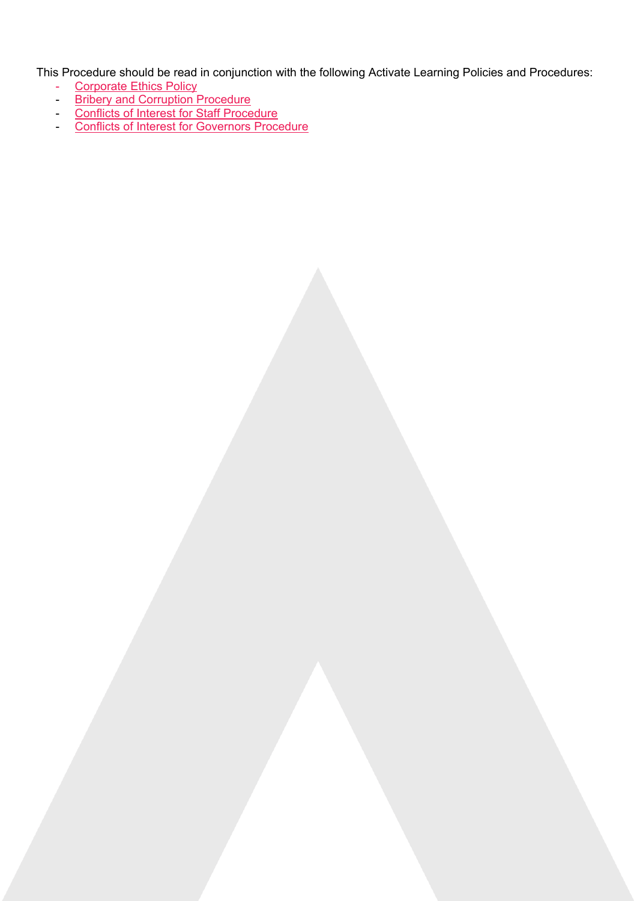This Procedure should be read in conjunction with the following Activate Learning Policies and Procedures:

- Corporate Ethics Policy
- Bribery and Corruption Procedure
- Conflicts of Interest for Staff Procedure
- Conflicts of Interest for Governors Procedure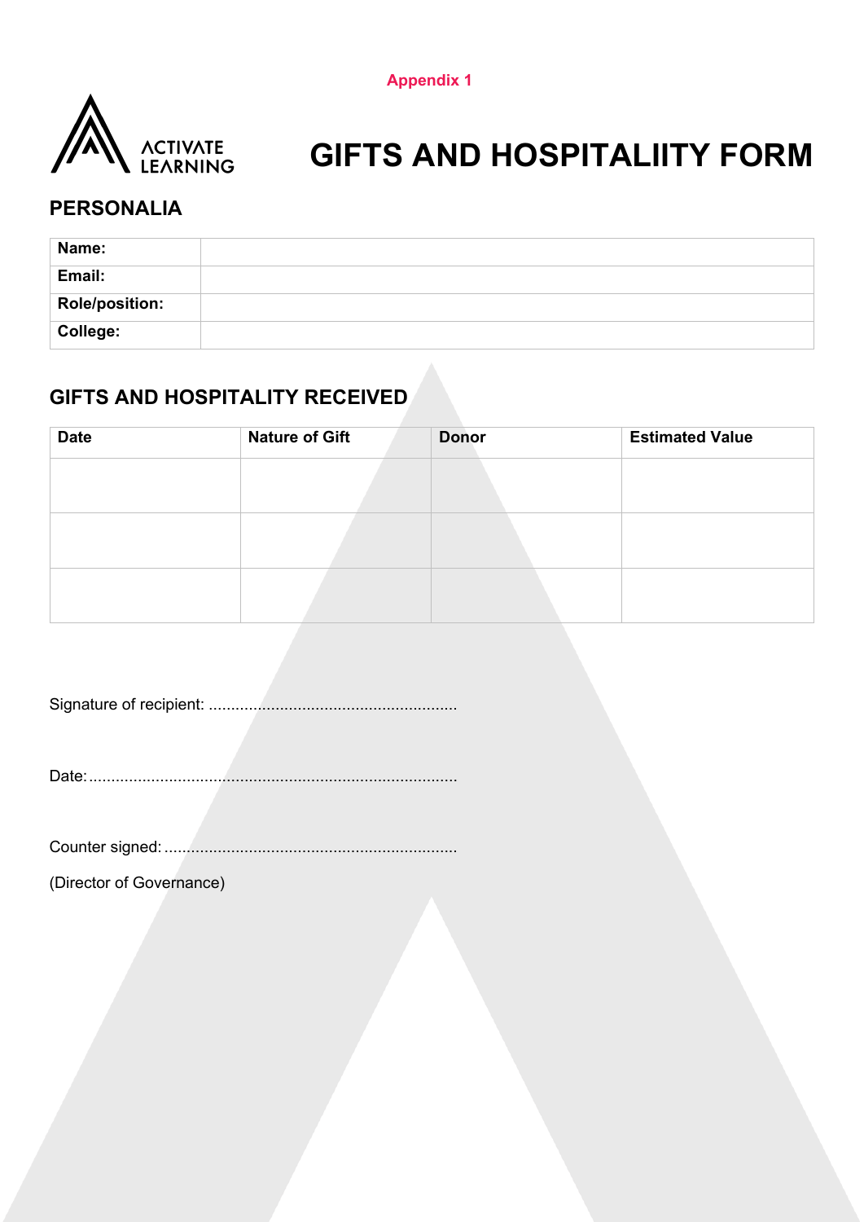Appendix 1

# GIFTS AND HOSPITALIITY FORM

## PERSONALIA

| Name: | |
|---|---|
| Email: | |
| Role/position: | |
| College: | |

## GIFTS AND HOSPITALITY RECEIVED

| Date | Nature of Gift | Donor | Estimated Value |
|---|---|---|---|
| | | | |
| | | | |
| | | | |

Signature of recipient: .......................................................

Date:..................................................................................

Counter signed: .................................................................

(Director of Governance)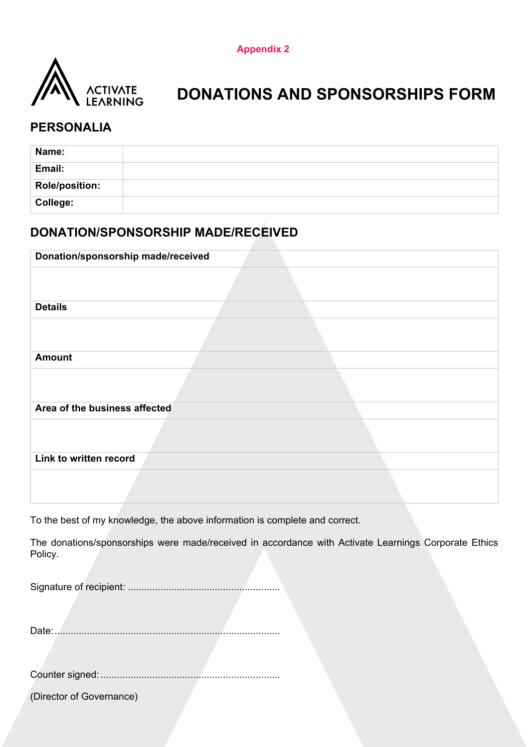Appendix 2

ACTIVATE LEARNING

# DONATIONS AND SPONSORSHIPS FORM

## PERSONALIA

| | |
|---|---|
| **Name:** | |
| **Email:** | |
| **Role/position:** | |
| **College:** | |

## DONATION/SPONSORSHIP MADE/RECEIVED

| |
|---|
| **Donation/sponsorship made/received** |
| |
| **Details** |
| |
| **Amount** |
| |
| **Area of the business affected** |
| |
| **Link to written record** |
| |

To the best of my knowledge, the above information is complete and correct.

The donations/sponsorships were made/received in accordance with Activate Learnings Corporate Ethics Policy.

Signature of recipient: .......................................................

Date: .................................................................................

Counter signed: .................................................................

(Director of Governance)